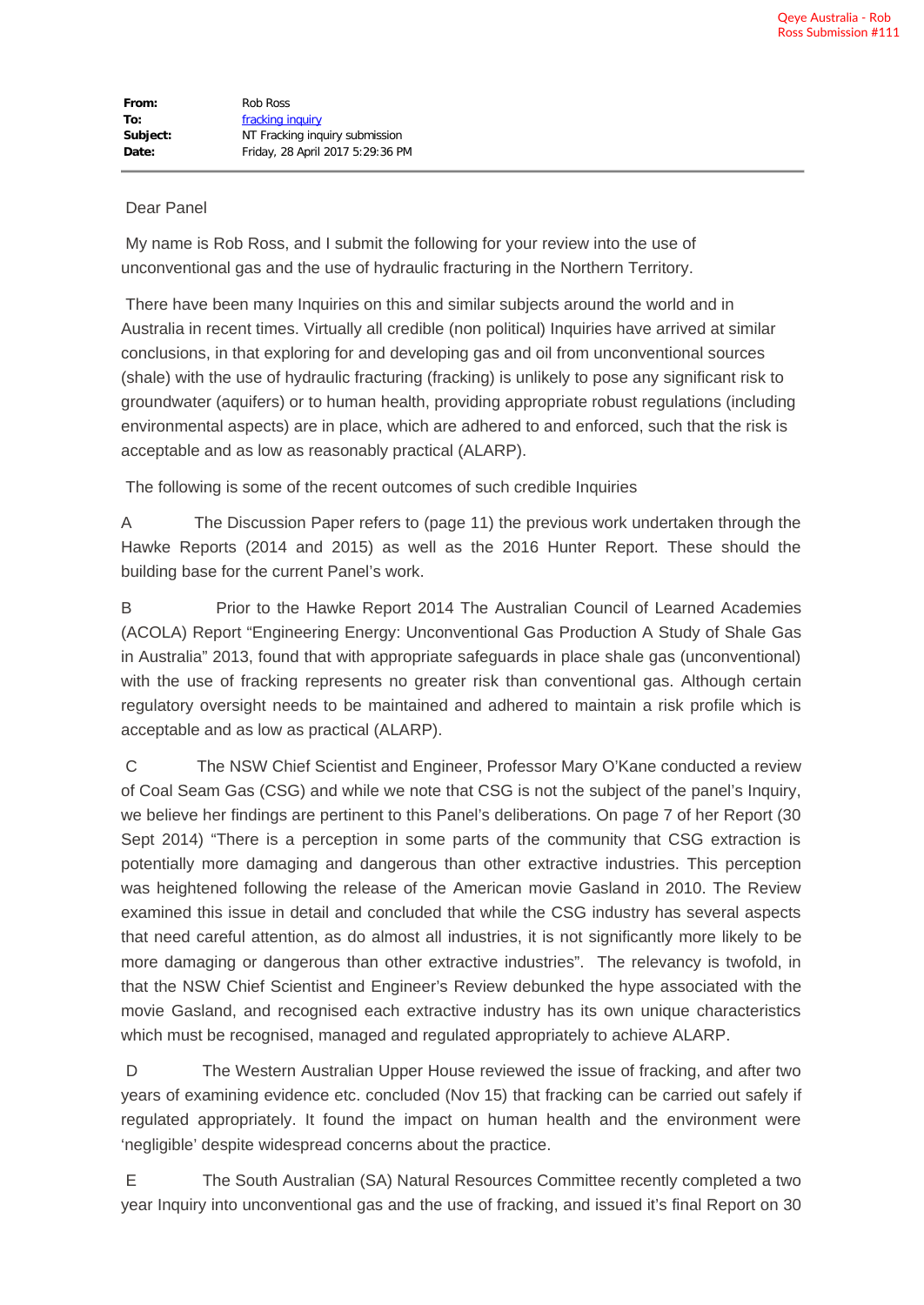Qeye Australia - Rob Ross Submission #111

**From:** Rob Ross
**To:** fracking inquiry
**Subject:** NT Fracking inquiry submission
**Date:** Friday, 28 April 2017 5:29:36 PM

---

Dear Panel

My name is Rob Ross, and I submit the following for your review into the use of unconventional gas and the use of hydraulic fracturing in the Northern Territory.

There have been many Inquiries on this and similar subjects around the world and in Australia in recent times. Virtually all credible (non political) Inquiries have arrived at similar conclusions, in that exploring for and developing gas and oil from unconventional sources (shale) with the use of hydraulic fracturing (fracking) is unlikely to pose any significant risk to groundwater (aquifers) or to human health, providing appropriate robust regulations (including environmental aspects) are in place, which are adhered to and enforced, such that the risk is acceptable and as low as reasonably practical (ALARP).

The following is some of the recent outcomes of such credible Inquiries

A The Discussion Paper refers to (page 11) the previous work undertaken through the Hawke Reports (2014 and 2015) as well as the 2016 Hunter Report. These should the building base for the current Panel's work.

B Prior to the Hawke Report 2014 The Australian Council of Learned Academies (ACOLA) Report "Engineering Energy: Unconventional Gas Production A Study of Shale Gas in Australia" 2013, found that with appropriate safeguards in place shale gas (unconventional) with the use of fracking represents no greater risk than conventional gas. Although certain regulatory oversight needs to be maintained and adhered to maintain a risk profile which is acceptable and as low as practical (ALARP).

C The NSW Chief Scientist and Engineer, Professor Mary O'Kane conducted a review of Coal Seam Gas (CSG) and while we note that CSG is not the subject of the panel's Inquiry, we believe her findings are pertinent to this Panel's deliberations. On page 7 of her Report (30 Sept 2014) "There is a perception in some parts of the community that CSG extraction is potentially more damaging and dangerous than other extractive industries. This perception was heightened following the release of the American movie Gasland in 2010. The Review examined this issue in detail and concluded that while the CSG industry has several aspects that need careful attention, as do almost all industries, it is not significantly more likely to be more damaging or dangerous than other extractive industries". The relevancy is twofold, in that the NSW Chief Scientist and Engineer's Review debunked the hype associated with the movie Gasland, and recognised each extractive industry has its own unique characteristics which must be recognised, managed and regulated appropriately to achieve ALARP.

D The Western Australian Upper House reviewed the issue of fracking, and after two years of examining evidence etc. concluded (Nov 15) that fracking can be carried out safely if regulated appropriately. It found the impact on human health and the environment were 'negligible' despite widespread concerns about the practice.

E The South Australian (SA) Natural Resources Committee recently completed a two year Inquiry into unconventional gas and the use of fracking, and issued it's final Report on 30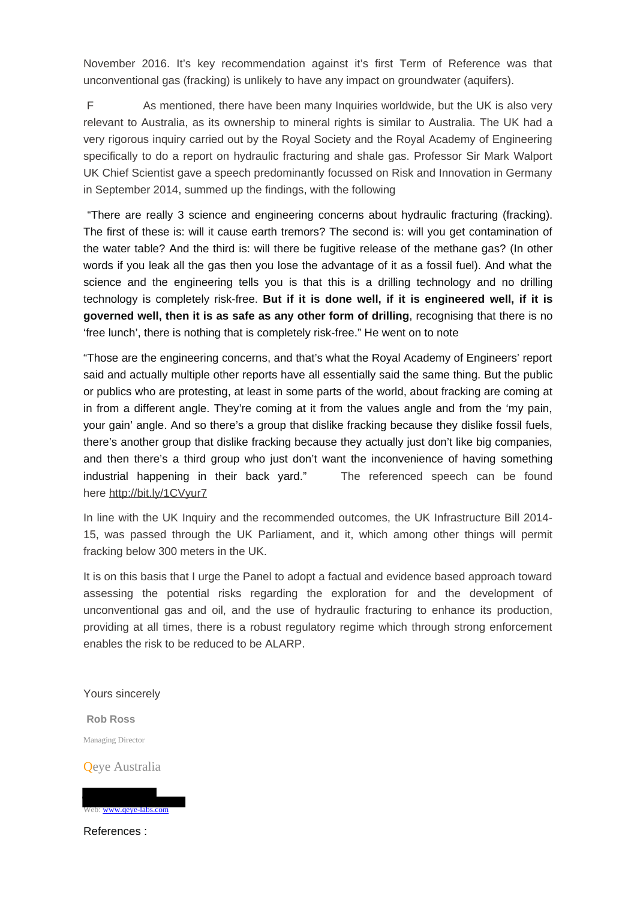November 2016. It's key recommendation against it's first Term of Reference was that unconventional gas (fracking) is unlikely to have any impact on groundwater (aquifers).

F As mentioned, there have been many Inquiries worldwide, but the UK is also very relevant to Australia, as its ownership to mineral rights is similar to Australia. The UK had a very rigorous inquiry carried out by the Royal Society and the Royal Academy of Engineering specifically to do a report on hydraulic fracturing and shale gas. Professor Sir Mark Walport UK Chief Scientist gave a speech predominantly focussed on Risk and Innovation in Germany in September 2014, summed up the findings, with the following

"There are really 3 science and engineering concerns about hydraulic fracturing (fracking). The first of these is: will it cause earth tremors? The second is: will you get contamination of the water table? And the third is: will there be fugitive release of the methane gas? (In other words if you leak all the gas then you lose the advantage of it as a fossil fuel). And what the science and the engineering tells you is that this is a drilling technology and no drilling technology is completely risk-free. **But if it is done well, if it is engineered well, if it is governed well, then it is as safe as any other form of drilling**, recognising that there is no 'free lunch', there is nothing that is completely risk-free." He went on to note

"Those are the engineering concerns, and that's what the Royal Academy of Engineers' report said and actually multiple other reports have all essentially said the same thing. But the public or publics who are protesting, at least in some parts of the world, about fracking are coming at in from a different angle. They're coming at it from the values angle and from the 'my pain, your gain' angle. And so there's a group that dislike fracking because they dislike fossil fuels, there's another group that dislike fracking because they actually just don't like big companies, and then there's a third group who just don't want the inconvenience of having something industrial happening in their back yard." The referenced speech can be found here http://bit.ly/1CVyur7

In line with the UK Inquiry and the recommended outcomes, the UK Infrastructure Bill 2014-15, was passed through the UK Parliament, and it, which among other things will permit fracking below 300 meters in the UK.

It is on this basis that I urge the Panel to adopt a factual and evidence based approach toward assessing the potential risks regarding the exploration for and the development of unconventional gas and oil, and the use of hydraulic fracturing to enhance its production, providing at all times, there is a robust regulatory regime which through strong enforcement enables the risk to be reduced to be ALARP.

Yours sincerely

**Rob Ross**

Managing Director

Qeye Australia

Web: www.qeye-labs.com

References :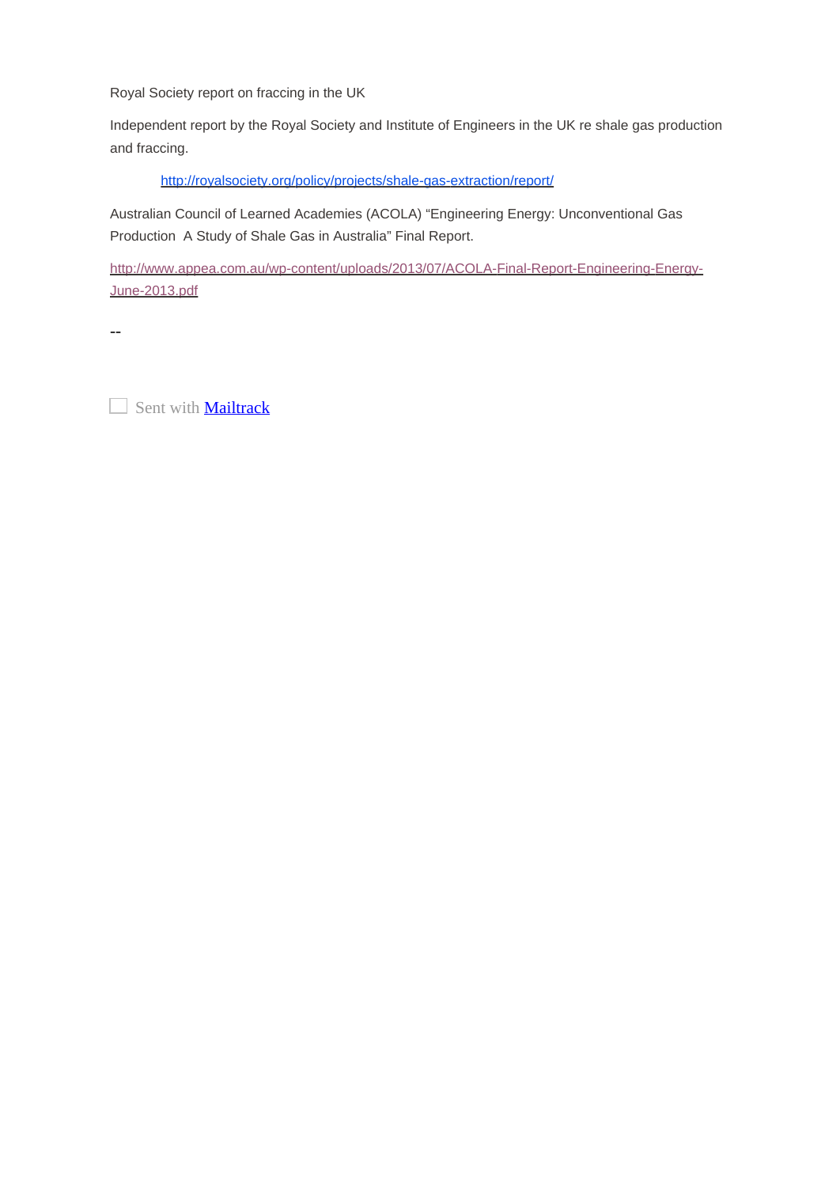Royal Society report on fraccing in the UK

Independent report by the Royal Society and Institute of Engineers in the UK re shale gas production and fraccing.

http://royalsociety.org/policy/projects/shale-gas-extraction/report/

Australian Council of Learned Academies (ACOLA) “Engineering Energy: Unconventional Gas Production  A Study of Shale Gas in Australia” Final Report.

http://www.appea.com.au/wp-content/uploads/2013/07/ACOLA-Final-Report-Engineering-Energy-June-2013.pdf

--

Sent with [Mailtrack]